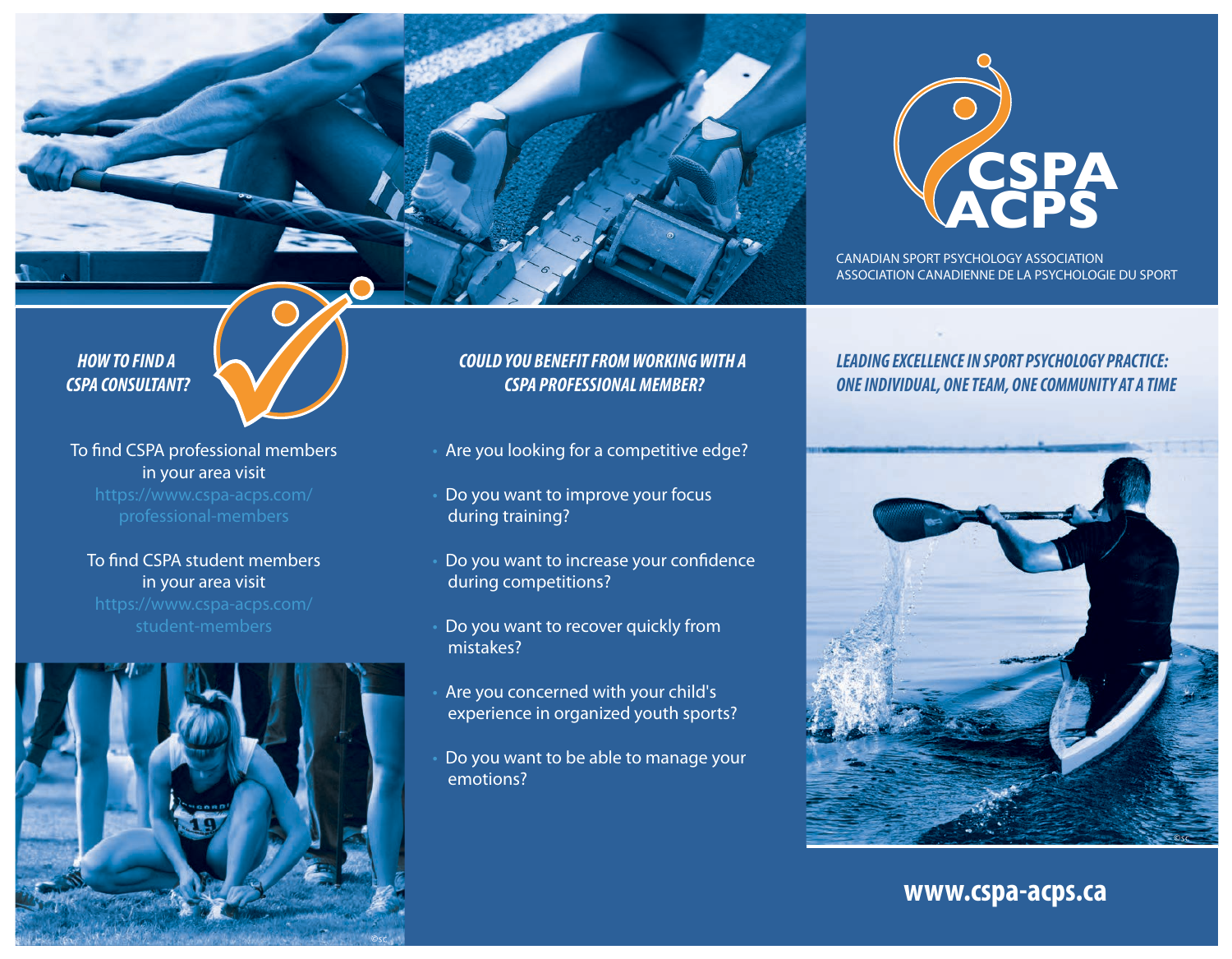# CSPA ACPS

CANADIAN SPORT PSYCHOLOGY ASSOCIATION
ASSOCIATION CANADIENNE DE LA PSYCHOLOGIE DU SPORT

## *HOW TO FIND A CSPA CONSULTANT?*

To find CSPA professional members in your area visit https://www.cspa-acps.com/professional-members

To find CSPA student members in your area visit https://www.cspa-acps.com/student-members

## *COULD YOU BENEFIT FROM WORKING WITH A CSPA PROFESSIONAL MEMBER?*

- Are you looking for a competitive edge?
- Do you want to improve your focus during training?
- Do you want to increase your confidence during competitions?
- Do you want to recover quickly from mistakes?
- Are you concerned with your child's experience in organized youth sports?
- Do you want to be able to manage your emotions?

## *LEADING EXCELLENCE IN SPORT PSYCHOLOGY PRACTICE: ONE INDIVIDUAL, ONE TEAM, ONE COMMUNITY AT A TIME*

**www.cspa-acps.ca**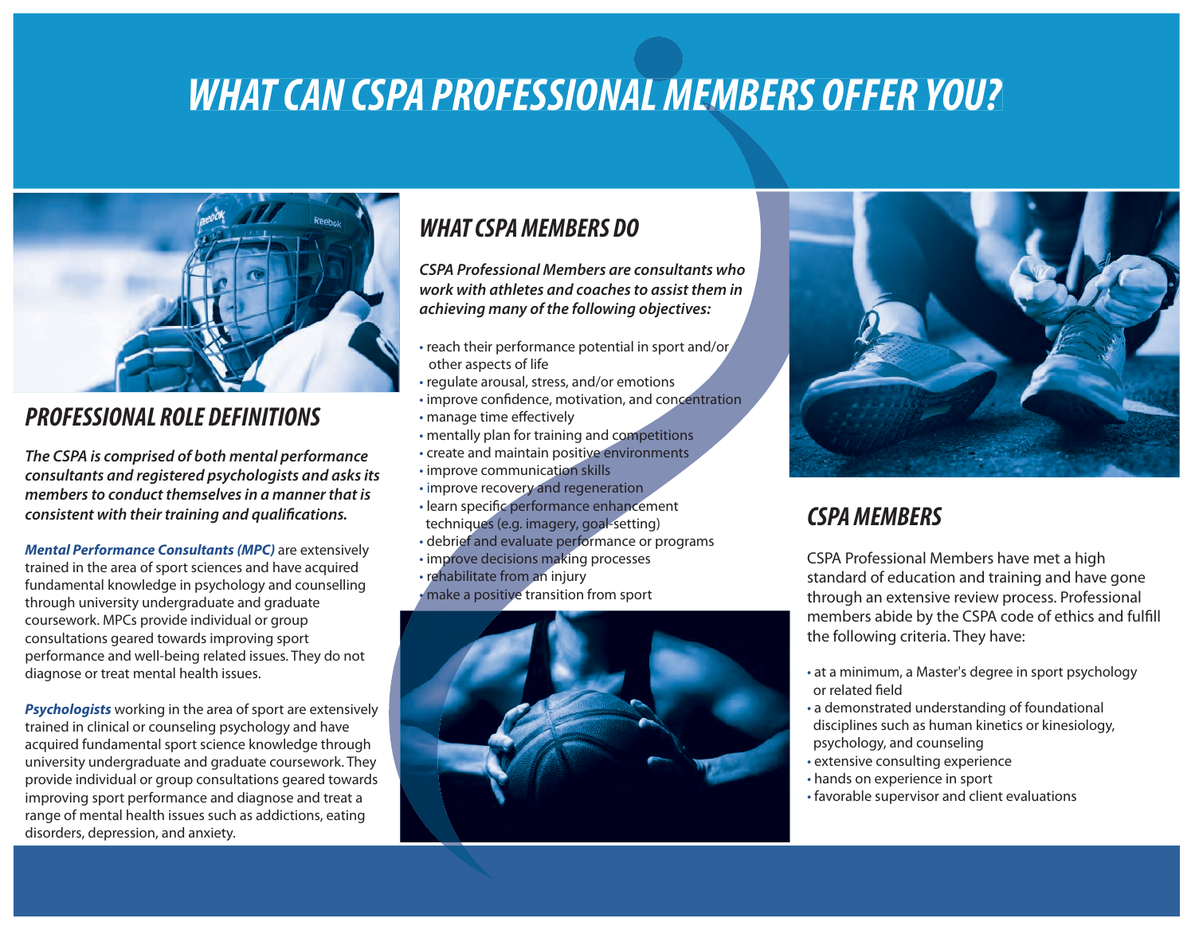# WHAT CAN CSPA PROFESSIONAL MEMBERS OFFER YOU?

## PROFESSIONAL ROLE DEFINITIONS

***The CSPA is comprised of both mental performance consultants and registered psychologists and asks its members to conduct themselves in a manner that is consistent with their training and qualifications.***

***Mental Performance Consultants (MPC)*** are extensively trained in the area of sport sciences and have acquired fundamental knowledge in psychology and counselling through university undergraduate and graduate coursework. MPCs provide individual or group consultations geared towards improving sport performance and well-being related issues. They do not diagnose or treat mental health issues.

***Psychologists*** working in the area of sport are extensively trained in clinical or counseling psychology and have acquired fundamental sport science knowledge through university undergraduate and graduate coursework. They provide individual or group consultations geared towards improving sport performance and diagnose and treat a range of mental health issues such as addictions, eating disorders, depression, and anxiety.

## WHAT CSPA MEMBERS DO

***CSPA Professional Members are consultants who work with athletes and coaches to assist them in achieving many of the following objectives:***

- reach their performance potential in sport and/or other aspects of life
- regulate arousal, stress, and/or emotions
- improve confidence, motivation, and concentration
- manage time effectively
- mentally plan for training and competitions
- create and maintain positive environments
- improve communication skills
- improve recovery and regeneration
- learn specific performance enhancement techniques (e.g. imagery, goal-setting)
- debrief and evaluate performance or programs
- improve decisions making processes
- rehabilitate from an injury
- make a positive transition from sport

## CSPA MEMBERS

CSPA Professional Members have met a high standard of education and training and have gone through an extensive review process. Professional members abide by the CSPA code of ethics and fulfill the following criteria. They have:

- at a minimum, a Master's degree in sport psychology or related field
- a demonstrated understanding of foundational disciplines such as human kinetics or kinesiology, psychology, and counseling
- extensive consulting experience
- hands on experience in sport
- favorable supervisor and client evaluations